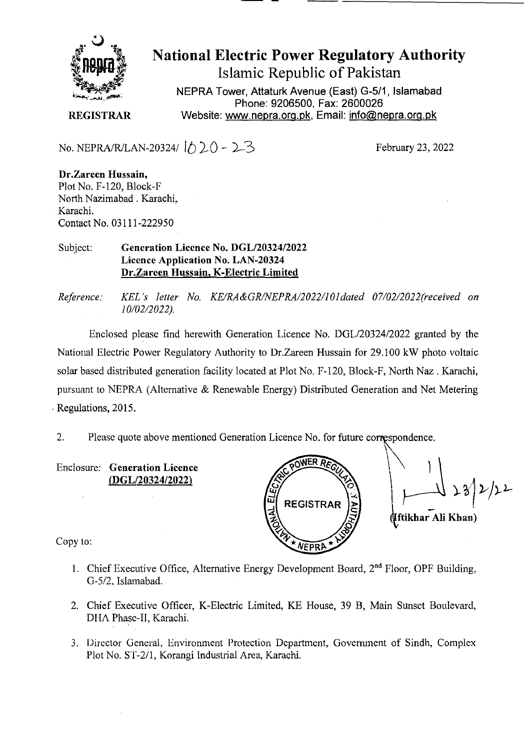# National Electric Power Regulatory Authority

Islamic Republic of Pakistan

NEPRA Tower, Attaturk Avenue (East) G-5/1, Islamabad
Phone: 9206500, Fax: 2600026
Website: www.nepra.org.pk, Email: info@nepra.org.pk

**REGISTRAR**

No. NEPRA/R/LAN-20324/ 1020 - 23

February 23, 2022

**Dr.Zareen Hussain,**
Plot No. F-120, Block-F
North Nazimabad . Karachi,
Karachi.
Contact No. 03111-222950

Subject: **Generation Licence No. DGL/20324/2022**
**Licence Application No. LAN-20324**
**Dr.Zareen Hussain, K-Electric Limited**

*Reference: KEL's letter No. KE/RA&GR/NEPRA/2022/101dated 07/02/2022(received on 10/02/2022).*

Enclosed please find herewith Generation Licence No. DGL/20324/2022 granted by the National Electric Power Regulatory Authority to Dr.Zareen Hussain for 29.100 kW photo voltaic solar based distributed generation facility located at Plot No. F-120, Block-F, North Naz . Karachi, pursuant to NEPRA (Alternative & Renewable Energy) Distributed Generation and Net Metering Regulations, 2015.

2. Please quote above mentioned Generation Licence No. for future correspondence.

Enclosure: **Generation Licence**
**(DGL/20324/2022)**

23/2/22
**(Iftikhar Ali Khan)**

Copy to:

1. Chief Executive Office, Alternative Energy Development Board, 2nd Floor, OPF Building, G-5/2, Islamabad.
2. Chief Executive Officer, K-Electric Limited, KE House, 39 B, Main Sunset Boulevard, DHA Phase-II, Karachi.
3. Director General, Environment Protection Department, Government of Sindh, Complex Plot No. ST-2/1, Korangi Industrial Area, Karachi.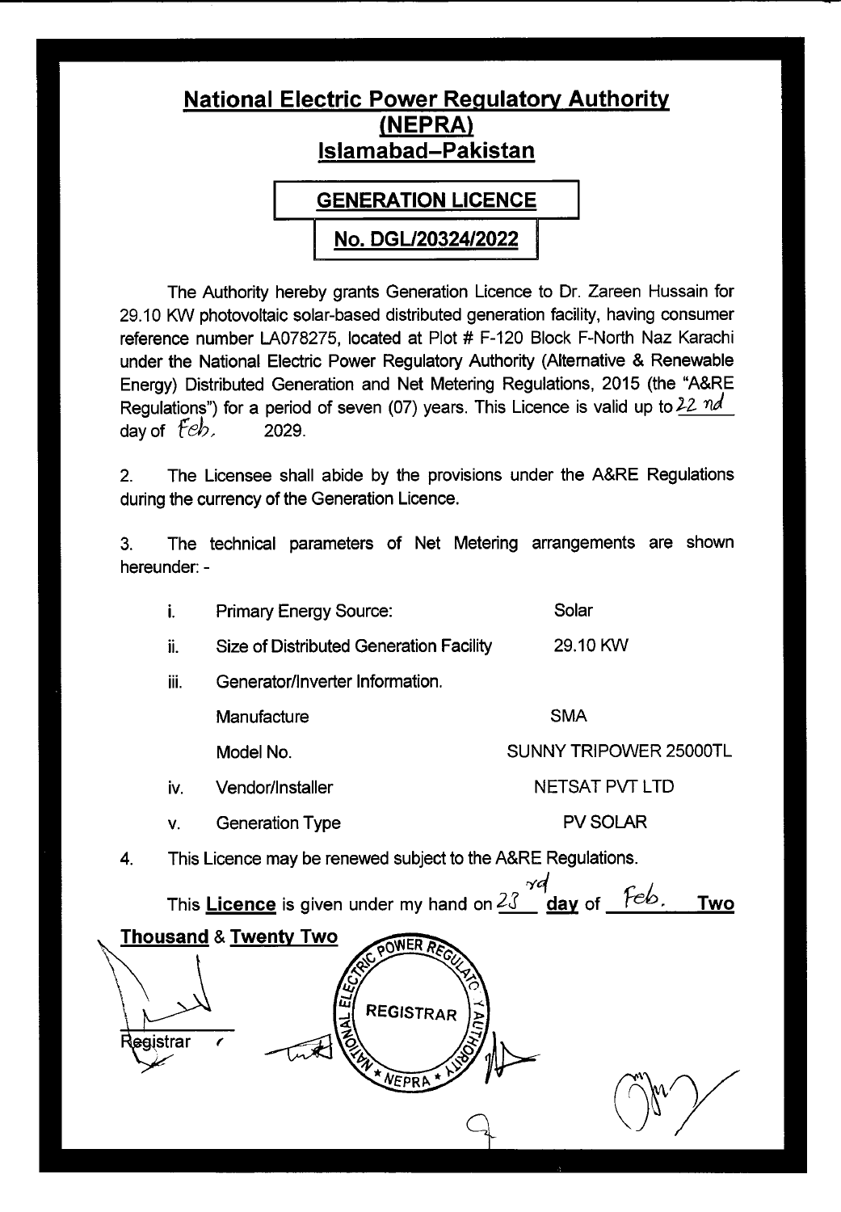## National Electric Power Regulatory Authority (NEPRA) Islamabad–Pakistan

### GENERATION LICENCE

### No. DGL/20324/2022

The Authority hereby grants Generation Licence to Dr. Zareen Hussain for 29.10 KW photovoltaic solar-based distributed generation facility, having consumer reference number LA078275, located at Plot # F-120 Block F-North Naz Karachi under the National Electric Power Regulatory Authority (Alternative & Renewable Energy) Distributed Generation and Net Metering Regulations, 2015 (the "A&RE Regulations") for a period of seven (07) years. This Licence is valid up to 22 nd day of Feb, 2029.

2. The Licensee shall abide by the provisions under the A&RE Regulations during the currency of the Generation Licence.

3. The technical parameters of Net Metering arrangements are shown hereunder: -

| | | |
|---|---|---|
| i. | Primary Energy Source: | Solar |
| ii. | Size of Distributed Generation Facility | 29.10 KW |
| iii. | Generator/Inverter Information. | |
| | Manufacture | SMA |
| | Model No. | SUNNY TRIPOWER 25000TL |
| iv. | Vendor/Installer | NETSAT PVT LTD |
| v. | Generation Type | PV SOLAR |

4. This Licence may be renewed subject to the A&RE Regulations.

This **Licence** is given under my hand on 23rd **day** of Feb. **Two Thousand** & **Twenty Two**

Registrar

REGISTRAR
NATIONAL ELECTRIC POWER REGULATORY AUTHORITY
* NEPRA *